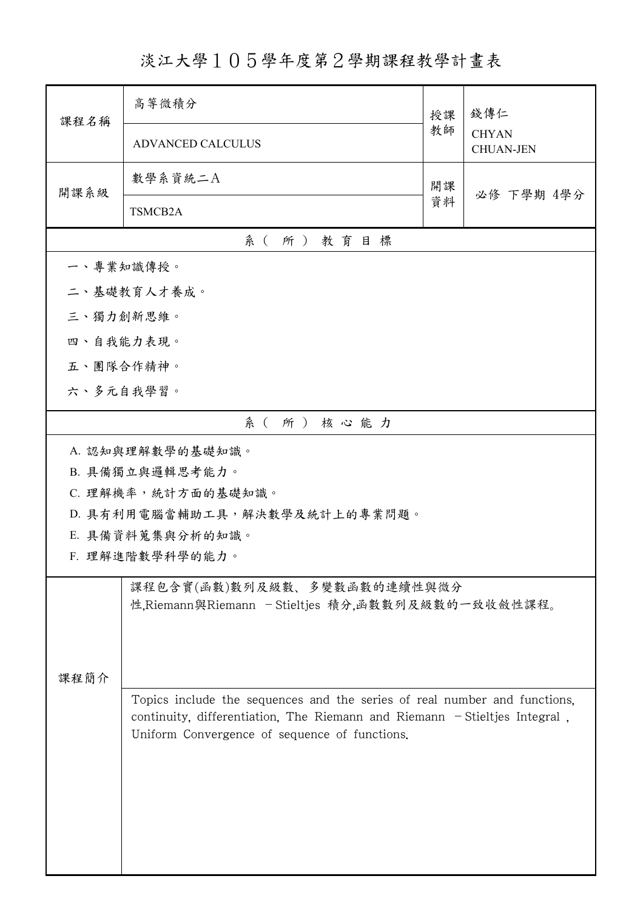# 淡江大學１０５學年度第２學期課程教學計畫表

| 課程名稱 | 高等微積分 | 授課教師 | 錢傳仁 |
|---|---|---|---|
| | ADVANCED CALCULUS | | CHYAN CHUAN-JEN |
| 開課系級 | 數學系資統二A | 開課資料 | 必修 下學期 4學分 |
| | TSMCB2A | | |

## 系（所）教育目標

一、專業知識傳授。

二、基礎教育人才養成。

三、獨力創新思維。

四、自我能力表現。

五、團隊合作精神。

六、多元自我學習。

## 系（所）核心能力

A. 認知與理解數學的基礎知識。

B. 具備獨立與邏輯思考能力。

C. 理解機率，統計方面的基礎知識。

D. 具有利用電腦當輔助工具，解決數學及統計上的專業問題。

E. 具備資料蒐集與分析的知識。

F. 理解進階數學科學的能力。

## 課程簡介

課程包含實(函數)數列及級數、多變數函數的連續性與微分性,Riemann與Riemann －Stieltjes 積分,函數數列及級數的一致收斂性課程。

Topics include the sequences and the series of real number and functions, continuity, differentiation, The Riemann and Riemann －Stieltjes Integral , Uniform Convergence of sequence of functions.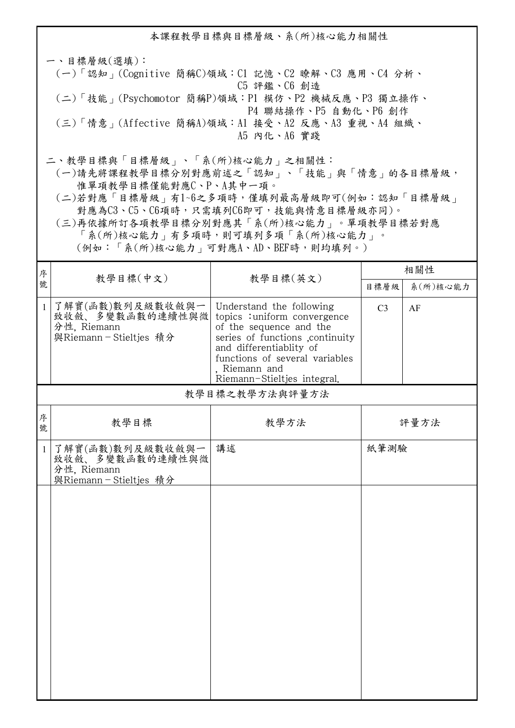## 本課程教學目標與目標層級、系(所)核心能力相關性

一、目標層級(選填)：

(一)「認知」(Cognitive 簡稱C)領域：C1 記憶、C2 瞭解、C3 應用、C4 分析、C5 評鑑、C6 創造

(二)「技能」(Psychomotor 簡稱P)領域：P1 模仿、P2 機械反應、P3 獨立操作、P4 聯結操作、P5 自動化、P6 創作

(三)「情意」(Affective 簡稱A)領域：A1 接受、A2 反應、A3 重視、A4 組織、A5 內化、A6 實踐

二、教學目標與「目標層級」、「系(所)核心能力」之相關性：

(一)請先將課程教學目標分別對應前述之「認知」、「技能」與「情意」的各目標層級，惟單項教學目標僅能對應C、P、A其中一項。

(二)若對應「目標層級」有1~6之多項時，僅填列最高層級即可(例如：認知「目標層級」對應為C3、C5、C6項時，只需填列C6即可，技能與情意目標層級亦同)。

(三)再依據所訂各項教學目標分別對應其「系(所)核心能力」。單項教學目標若對應「系(所)核心能力」有多項時，則可填列多項「系(所)核心能力」。(例如：「系(所)核心能力」可對應A、AD、BEF時，則均填列。)

| 序號 | 教學目標(中文) | 教學目標(英文) | 相關性 | |
|---|---|---|---|---|
| | | | 目標層級 | 系(所)核心能力 |
| 1 | 了解實(函數)數列及級數收斂與一致收斂、多變數函數的連續性與微分性, Riemann 與Riemann－Stieltjes 積分 | Understand the following topics :uniform convergence of the sequence and the series of functions ,continuity and differentiablity of functions of several variables , Riemann and Riemann-Stieltjes integral. | C3 | AF |

## 教學目標之教學方法與評量方法

| 序號 | 教學目標 | 教學方法 | 評量方法 |
|---|---|---|---|
| 1 | 了解實(函數)數列及級數收斂與一致收斂、多變數函數的連續性與微分性, Riemann 與Riemann－Stieltjes 積分 | 講述 | 紙筆測驗 |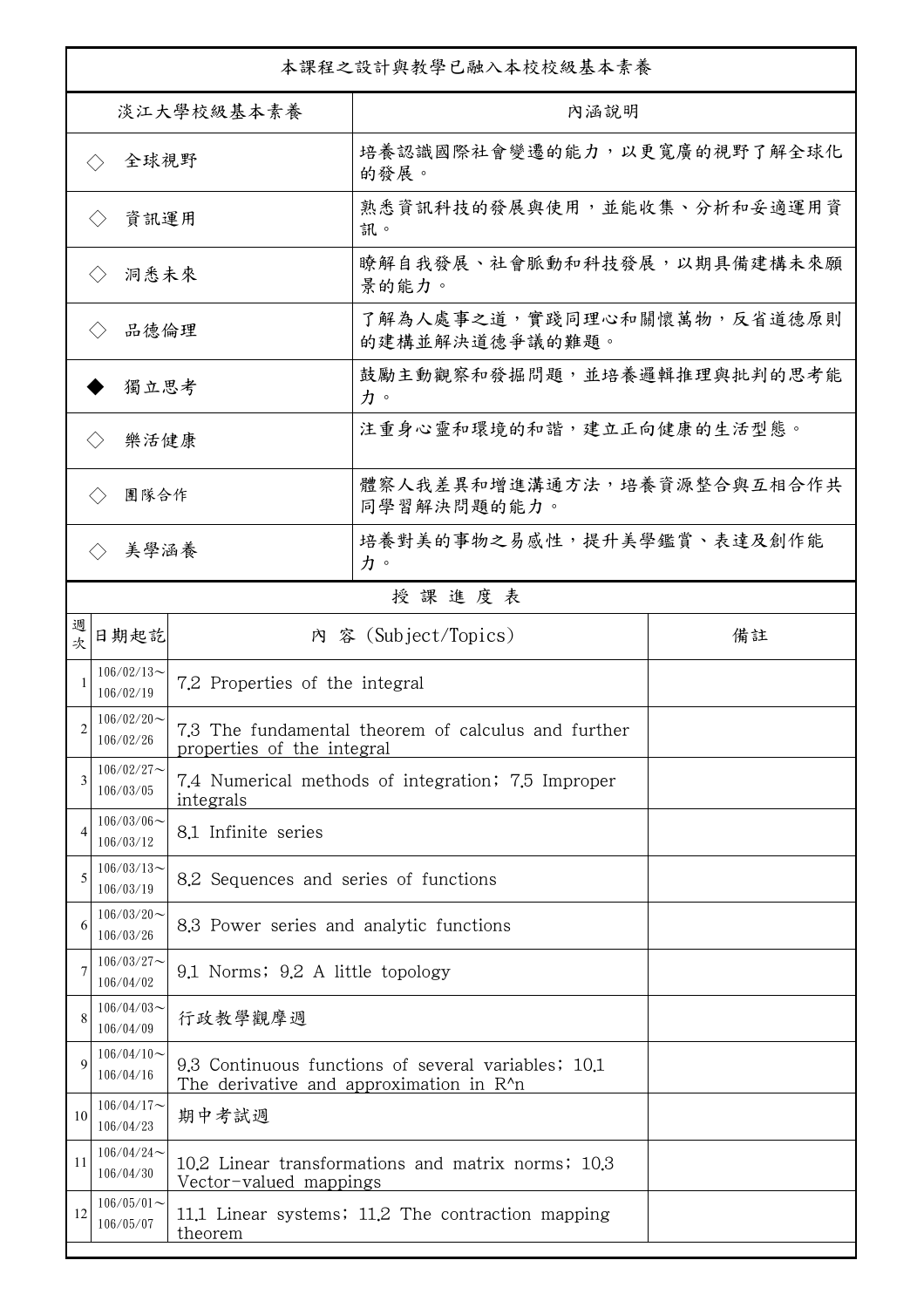本課程之設計與教學已融入本校校級基本素養

| 淡江大學校級基本素養 | 內涵說明 |
| --- | --- |
| ◇ 全球視野 | 培養認識國際社會變遷的能力，以更寬廣的視野了解全球化的發展。 |
| ◇ 資訊運用 | 熟悉資訊科技的發展與使用，並能收集、分析和妥適運用資訊。 |
| ◇ 洞悉未來 | 瞭解自我發展、社會脈動和科技發展，以期具備建構未來願景的能力。 |
| ◇ 品德倫理 | 了解為人處事之道，實踐同理心和關懷萬物，反省道德原則的建構並解決道德爭議的難題。 |
| ◆ 獨立思考 | 鼓勵主動觀察和發掘問題，並培養邏輯推理與批判的思考能力。 |
| ◇ 樂活健康 | 注重身心靈和環境的和諧，建立正向健康的生活型態。 |
| ◇ 團隊合作 | 體察人我差異和增進溝通方法，培養資源整合與互相合作共同學習解決問題的能力。 |
| ◇ 美學涵養 | 培養對美的事物之易感性，提升美學鑑賞、表達及創作能力。 |

授 課 進 度 表

| 週次 | 日期起訖 | 內 容 (Subject/Topics) | 備註 |
| --- | --- | --- | --- |
| 1 | 106/02/13～106/02/19 | 7.2 Properties of the integral | |
| 2 | 106/02/20～106/02/26 | 7.3 The fundamental theorem of calculus and further properties of the integral | |
| 3 | 106/02/27～106/03/05 | 7.4 Numerical methods of integration; 7.5 Improper integrals | |
| 4 | 106/03/06～106/03/12 | 8.1 Infinite series | |
| 5 | 106/03/13～106/03/19 | 8.2 Sequences and series of functions | |
| 6 | 106/03/20～106/03/26 | 8.3 Power series and analytic functions | |
| 7 | 106/03/27～106/04/02 | 9.1 Norms; 9.2 A little topology | |
| 8 | 106/04/03～106/04/09 | 行政教學觀摩週 | |
| 9 | 106/04/10～106/04/16 | 9.3 Continuous functions of several variables; 10.1 The derivative and approximation in R^n | |
| 10 | 106/04/17～106/04/23 | 期中考試週 | |
| 11 | 106/04/24～106/04/30 | 10.2 Linear transformations and matrix norms; 10.3 Vector-valued mappings | |
| 12 | 106/05/01～106/05/07 | 11.1 Linear systems; 11.2 The contraction mapping theorem | |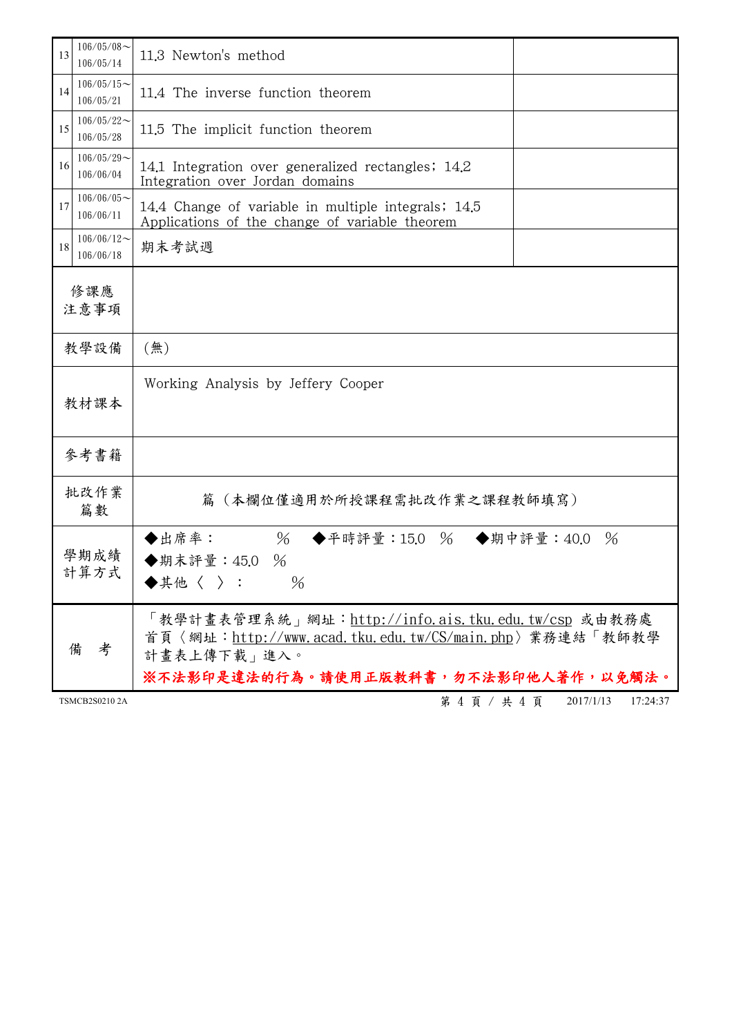| | | | |
|---|---|---|---|
| 13 | 106/05/08～106/05/14 | 11.3 Newton's method | |
| 14 | 106/05/15～106/05/21 | 11.4 The inverse function theorem | |
| 15 | 106/05/22～106/05/28 | 11.5 The implicit function theorem | |
| 16 | 106/05/29～106/06/04 | 14.1 Integration over generalized rectangles; 14.2 Integration over Jordan domains | |
| 17 | 106/06/05～106/06/11 | 14.4 Change of variable in multiple integrals; 14.5 Applications of the change of variable theorem | |
| 18 | 106/06/12～106/06/18 | 期末考試週 | |

| | |
|---|---|
| 修課應注意事項 | |
| 教學設備 | (無) |
| 教材課本 | Working Analysis by Jeffery Cooper |
| 參考書籍 | |
| 批改作業篇數 | 篇（本欄位僅適用於所授課程需批改作業之課程教師填寫） |
| 學期成績計算方式 | ◆出席率：　　% ◆平時評量：15.0 % ◆期中評量：40.0 %<br>◆期末評量：45.0 %<br>◆其他〈 〉：　　% |
| 備　考 | 「教學計畫表管理系統」網址：http://info.ais.tku.edu.tw/csp 或由教務處首頁〈網址：http://www.acad.tku.edu.tw/CS/main.php〉業務連結「教師教學計畫表上傳下載」進入。<br>**※不法影印是違法的行為。請使用正版教科書，勿不法影印他人著作，以免觸法。** |

TSMCB2S0210 2A　　2017/1/13　17:24:37